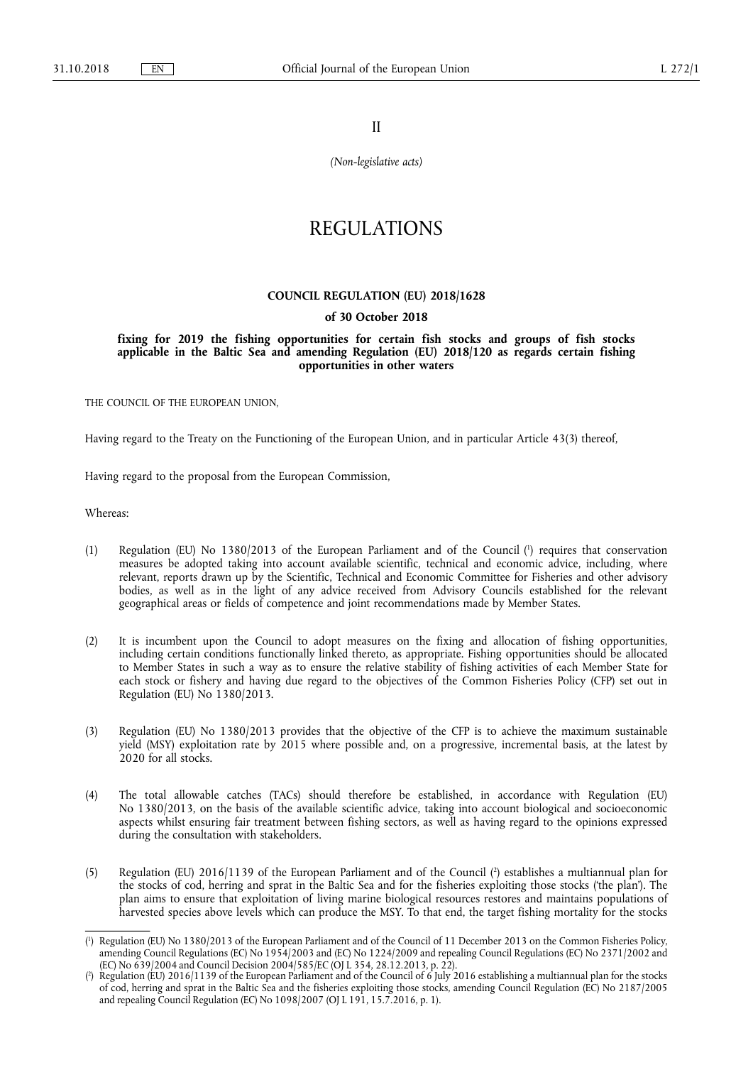II

*(Non-legislative acts)*

# REGULATIONS

## COUNCIL REGULATION (EU) 2018/1628

### of 30 October 2018

### fixing for 2019 the fishing opportunities for certain fish stocks and groups of fish stocks applicable in the Baltic Sea and amending Regulation (EU) 2018/120 as regards certain fishing opportunities in other waters

THE COUNCIL OF THE EUROPEAN UNION,

Having regard to the Treaty on the Functioning of the European Union, and in particular Article 43(3) thereof,

Having regard to the proposal from the European Commission,

Whereas:

(1) Regulation (EU) No 1380/2013 of the European Parliament and of the Council [1] requires that conservation measures be adopted taking into account available scientific, technical and economic advice, including, where relevant, reports drawn up by the Scientific, Technical and Economic Committee for Fisheries and other advisory bodies, as well as in the light of any advice received from Advisory Councils established for the relevant geographical areas or fields of competence and joint recommendations made by Member States.

(2) It is incumbent upon the Council to adopt measures on the fixing and allocation of fishing opportunities, including certain conditions functionally linked thereto, as appropriate. Fishing opportunities should be allocated to Member States in such a way as to ensure the relative stability of fishing activities of each Member State for each stock or fishery and having due regard to the objectives of the Common Fisheries Policy (CFP) set out in Regulation (EU) No 1380/2013.

(3) Regulation (EU) No 1380/2013 provides that the objective of the CFP is to achieve the maximum sustainable yield (MSY) exploitation rate by 2015 where possible and, on a progressive, incremental basis, at the latest by 2020 for all stocks.

(4) The total allowable catches (TACs) should therefore be established, in accordance with Regulation (EU) No 1380/2013, on the basis of the available scientific advice, taking into account biological and socioeconomic aspects whilst ensuring fair treatment between fishing sectors, as well as having regard to the opinions expressed during the consultation with stakeholders.

(5) Regulation (EU) 2016/1139 of the European Parliament and of the Council [2] establishes a multiannual plan for the stocks of cod, herring and sprat in the Baltic Sea and for the fisheries exploiting those stocks ('the plan'). The plan aims to ensure that exploitation of living marine biological resources restores and maintains populations of harvested species above levels which can produce the MSY. To that end, the target fishing mortality for the stocks

---

[1] Regulation (EU) No 1380/2013 of the European Parliament and of the Council of 11 December 2013 on the Common Fisheries Policy, amending Council Regulations (EC) No 1954/2003 and (EC) No 1224/2009 and repealing Council Regulations (EC) No 2371/2002 and (EC) No 639/2004 and Council Decision 2004/585/EC (OJ L 354, 28.12.2013, p. 22).

[2] Regulation (EU) 2016/1139 of the European Parliament and of the Council of 6 July 2016 establishing a multiannual plan for the stocks of cod, herring and sprat in the Baltic Sea and the fisheries exploiting those stocks, amending Council Regulation (EC) No 2187/2005 and repealing Council Regulation (EC) No 1098/2007 (OJ L 191, 15.7.2016, p. 1).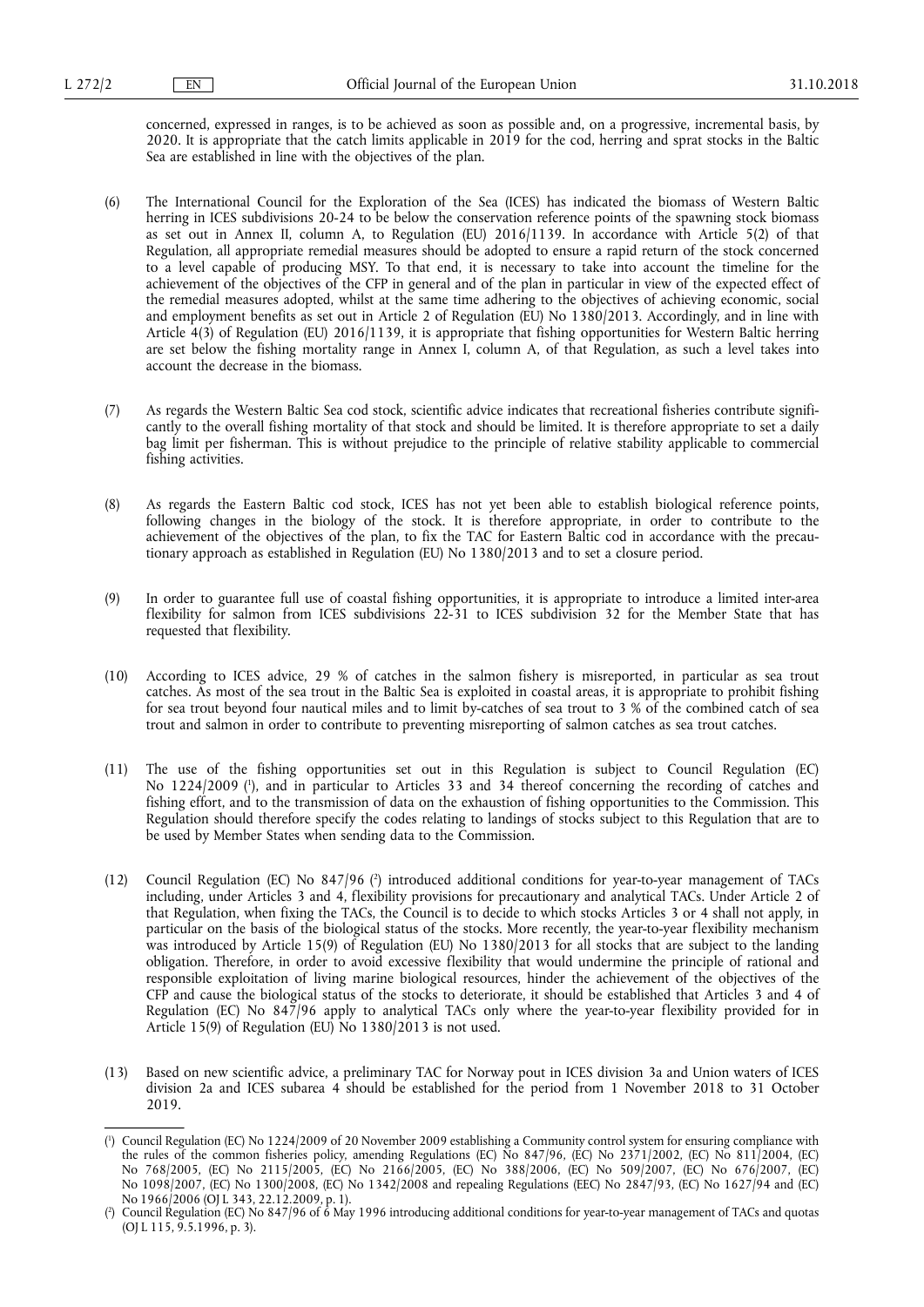concerned, expressed in ranges, is to be achieved as soon as possible and, on a progressive, incremental basis, by 2020. It is appropriate that the catch limits applicable in 2019 for the cod, herring and sprat stocks in the Baltic Sea are established in line with the objectives of the plan.

(6) The International Council for the Exploration of the Sea (ICES) has indicated the biomass of Western Baltic herring in ICES subdivisions 20-24 to be below the conservation reference points of the spawning stock biomass as set out in Annex II, column A, to Regulation (EU) 2016/1139. In accordance with Article 5(2) of that Regulation, all appropriate remedial measures should be adopted to ensure a rapid return of the stock concerned to a level capable of producing MSY. To that end, it is necessary to take into account the timeline for the achievement of the objectives of the CFP in general and of the plan in particular in view of the expected effect of the remedial measures adopted, whilst at the same time adhering to the objectives of achieving economic, social and employment benefits as set out in Article 2 of Regulation (EU) No 1380/2013. Accordingly, and in line with Article 4(3) of Regulation (EU) 2016/1139, it is appropriate that fishing opportunities for Western Baltic herring are set below the fishing mortality range in Annex I, column A, of that Regulation, as such a level takes into account the decrease in the biomass.

(7) As regards the Western Baltic Sea cod stock, scientific advice indicates that recreational fisheries contribute significantly to the overall fishing mortality of that stock and should be limited. It is therefore appropriate to set a daily bag limit per fisherman. This is without prejudice to the principle of relative stability applicable to commercial fishing activities.

(8) As regards the Eastern Baltic cod stock, ICES has not yet been able to establish biological reference points, following changes in the biology of the stock. It is therefore appropriate, in order to contribute to the achievement of the objectives of the plan, to fix the TAC for Eastern Baltic cod in accordance with the precautionary approach as established in Regulation (EU) No 1380/2013 and to set a closure period.

(9) In order to guarantee full use of coastal fishing opportunities, it is appropriate to introduce a limited inter-area flexibility for salmon from ICES subdivisions 22-31 to ICES subdivision 32 for the Member State that has requested that flexibility.

(10) According to ICES advice, 29 % of catches in the salmon fishery is misreported, in particular as sea trout catches. As most of the sea trout in the Baltic Sea is exploited in coastal areas, it is appropriate to prohibit fishing for sea trout beyond four nautical miles and to limit by-catches of sea trout to 3 % of the combined catch of sea trout and salmon in order to contribute to preventing misreporting of salmon catches as sea trout catches.

(11) The use of the fishing opportunities set out in this Regulation is subject to Council Regulation (EC) No 1224/2009 [1], and in particular to Articles 33 and 34 thereof concerning the recording of catches and fishing effort, and to the transmission of data on the exhaustion of fishing opportunities to the Commission. This Regulation should therefore specify the codes relating to landings of stocks subject to this Regulation that are to be used by Member States when sending data to the Commission.

(12) Council Regulation (EC) No 847/96 [2] introduced additional conditions for year-to-year management of TACs including, under Articles 3 and 4, flexibility provisions for precautionary and analytical TACs. Under Article 2 of that Regulation, when fixing the TACs, the Council is to decide to which stocks Articles 3 or 4 shall not apply, in particular on the basis of the biological status of the stocks. More recently, the year-to-year flexibility mechanism was introduced by Article 15(9) of Regulation (EU) No 1380/2013 for all stocks that are subject to the landing obligation. Therefore, in order to avoid excessive flexibility that would undermine the principle of rational and responsible exploitation of living marine biological resources, hinder the achievement of the objectives of the CFP and cause the biological status of the stocks to deteriorate, it should be established that Articles 3 and 4 of Regulation (EC) No 847/96 apply to analytical TACs only where the year-to-year flexibility provided for in Article 15(9) of Regulation (EU) No 1380/2013 is not used.

(13) Based on new scientific advice, a preliminary TAC for Norway pout in ICES division 3a and Union waters of ICES division 2a and ICES subarea 4 should be established for the period from 1 November 2018 to 31 October 2019.

---

[1] Council Regulation (EC) No 1224/2009 of 20 November 2009 establishing a Community control system for ensuring compliance with the rules of the common fisheries policy, amending Regulations (EC) No 847/96, (EC) No 2371/2002, (EC) No 811/2004, (EC) No 768/2005, (EC) No 2115/2005, (EC) No 2166/2005, (EC) No 388/2006, (EC) No 509/2007, (EC) No 676/2007, (EC) No 1098/2007, (EC) No 1300/2008, (EC) No 1342/2008 and repealing Regulations (EEC) No 2847/93, (EC) No 1627/94 and (EC) No 1966/2006 (OJ L 343, 22.12.2009, p. 1).

[2] Council Regulation (EC) No 847/96 of 6 May 1996 introducing additional conditions for year-to-year management of TACs and quotas (OJ L 115, 9.5.1996, p. 3).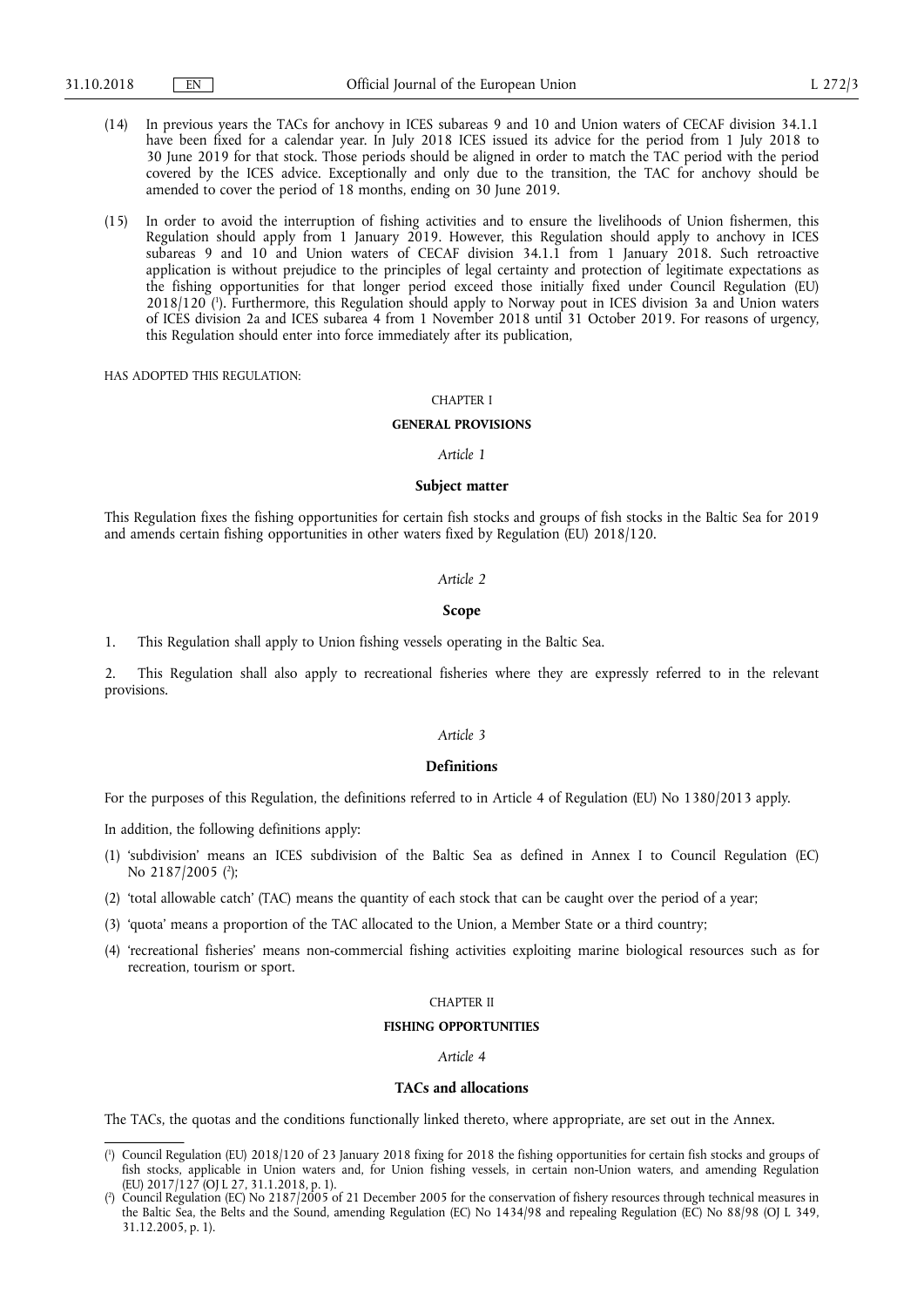(14) In previous years the TACs for anchovy in ICES subareas 9 and 10 and Union waters of CECAF division 34.1.1 have been fixed for a calendar year. In July 2018 ICES issued its advice for the period from 1 July 2018 to 30 June 2019 for that stock. Those periods should be aligned in order to match the TAC period with the period covered by the ICES advice. Exceptionally and only due to the transition, the TAC for anchovy should be amended to cover the period of 18 months, ending on 30 June 2019.

(15) In order to avoid the interruption of fishing activities and to ensure the livelihoods of Union fishermen, this Regulation should apply from 1 January 2019. However, this Regulation should apply to anchovy in ICES subareas 9 and 10 and Union waters of CECAF division 34.1.1 from 1 January 2018. Such retroactive application is without prejudice to the principles of legal certainty and protection of legitimate expectations as the fishing opportunities for that longer period exceed those initially fixed under Council Regulation (EU) 2018/120 [1]. Furthermore, this Regulation should apply to Norway pout in ICES division 3a and Union waters of ICES division 2a and ICES subarea 4 from 1 November 2018 until 31 October 2019. For reasons of urgency, this Regulation should enter into force immediately after its publication,

HAS ADOPTED THIS REGULATION:

CHAPTER I

## GENERAL PROVISIONS

*Article 1*

### Subject matter

This Regulation fixes the fishing opportunities for certain fish stocks and groups of fish stocks in the Baltic Sea for 2019 and amends certain fishing opportunities in other waters fixed by Regulation (EU) 2018/120.

*Article 2*

### Scope

1. This Regulation shall apply to Union fishing vessels operating in the Baltic Sea.

2. This Regulation shall also apply to recreational fisheries where they are expressly referred to in the relevant provisions.

*Article 3*

### Definitions

For the purposes of this Regulation, the definitions referred to in Article 4 of Regulation (EU) No 1380/2013 apply.

In addition, the following definitions apply:

(1) 'subdivision' means an ICES subdivision of the Baltic Sea as defined in Annex I to Council Regulation (EC) No 2187/2005 [2];

(2) 'total allowable catch' (TAC) means the quantity of each stock that can be caught over the period of a year;

(3) 'quota' means a proportion of the TAC allocated to the Union, a Member State or a third country;

(4) 'recreational fisheries' means non-commercial fishing activities exploiting marine biological resources such as for recreation, tourism or sport.

CHAPTER II

## FISHING OPPORTUNITIES

*Article 4*

### TACs and allocations

The TACs, the quotas and the conditions functionally linked thereto, where appropriate, are set out in the Annex.

---

[1] Council Regulation (EU) 2018/120 of 23 January 2018 fixing for 2018 the fishing opportunities for certain fish stocks and groups of fish stocks, applicable in Union waters and, for Union fishing vessels, in certain non-Union waters, and amending Regulation (EU) 2017/127 (OJ L 27, 31.1.2018, p. 1).

[2] Council Regulation (EC) No 2187/2005 of 21 December 2005 for the conservation of fishery resources through technical measures in the Baltic Sea, the Belts and the Sound, amending Regulation (EC) No 1434/98 and repealing Regulation (EC) No 88/98 (OJ L 349, 31.12.2005, p. 1).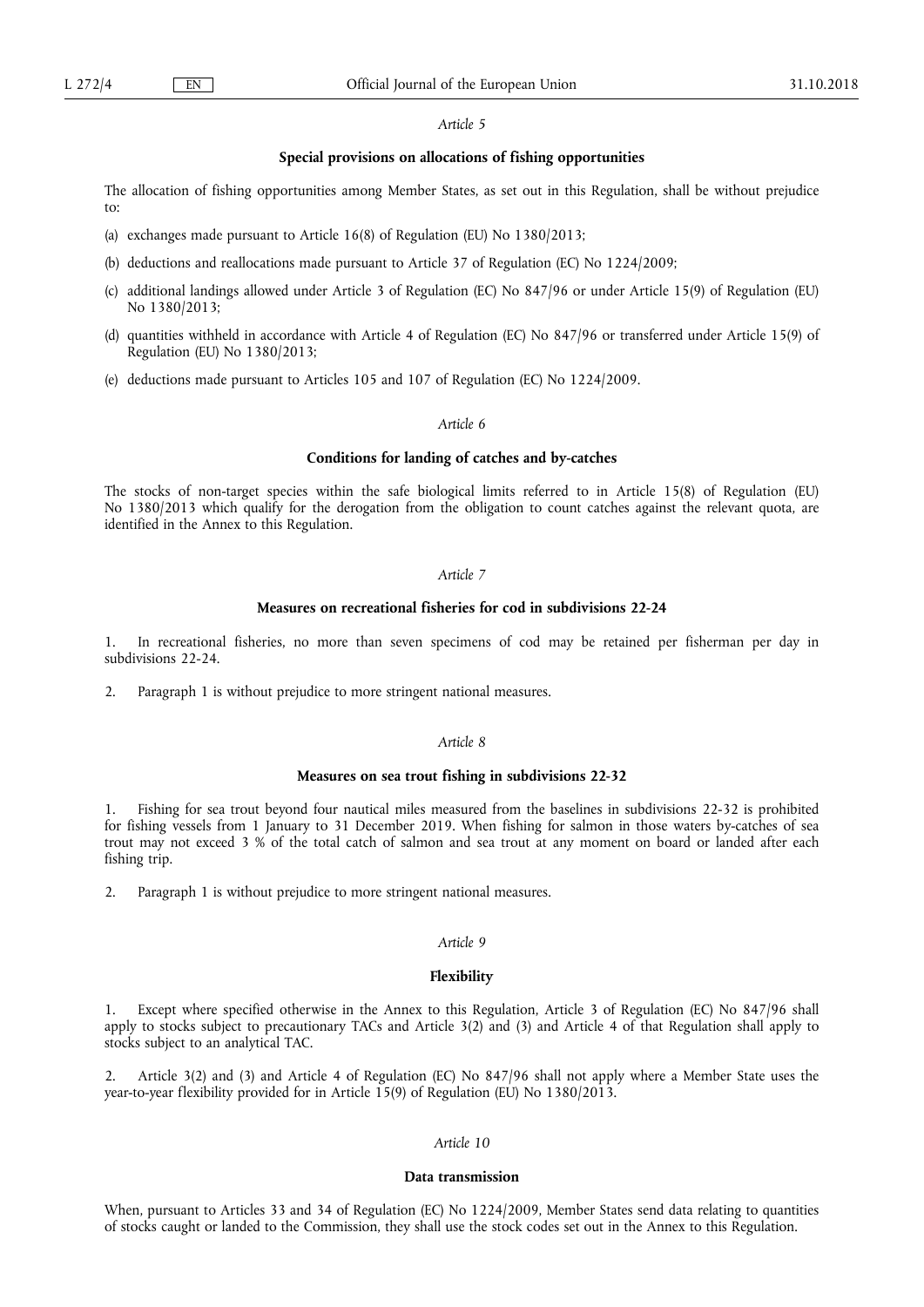*Article 5*

**Special provisions on allocations of fishing opportunities**

The allocation of fishing opportunities among Member States, as set out in this Regulation, shall be without prejudice to:

(a) exchanges made pursuant to Article 16(8) of Regulation (EU) No 1380/2013;

(b) deductions and reallocations made pursuant to Article 37 of Regulation (EC) No 1224/2009;

(c) additional landings allowed under Article 3 of Regulation (EC) No 847/96 or under Article 15(9) of Regulation (EU) No 1380/2013;

(d) quantities withheld in accordance with Article 4 of Regulation (EC) No 847/96 or transferred under Article 15(9) of Regulation (EU) No 1380/2013;

(e) deductions made pursuant to Articles 105 and 107 of Regulation (EC) No 1224/2009.

*Article 6*

**Conditions for landing of catches and by-catches**

The stocks of non-target species within the safe biological limits referred to in Article 15(8) of Regulation (EU) No 1380/2013 which qualify for the derogation from the obligation to count catches against the relevant quota, are identified in the Annex to this Regulation.

*Article 7*

**Measures on recreational fisheries for cod in subdivisions 22-24**

1. In recreational fisheries, no more than seven specimens of cod may be retained per fisherman per day in subdivisions 22-24.

2. Paragraph 1 is without prejudice to more stringent national measures.

*Article 8*

**Measures on sea trout fishing in subdivisions 22-32**

1. Fishing for sea trout beyond four nautical miles measured from the baselines in subdivisions 22-32 is prohibited for fishing vessels from 1 January to 31 December 2019. When fishing for salmon in those waters by-catches of sea trout may not exceed 3 % of the total catch of salmon and sea trout at any moment on board or landed after each fishing trip.

2. Paragraph 1 is without prejudice to more stringent national measures.

*Article 9*

**Flexibility**

1. Except where specified otherwise in the Annex to this Regulation, Article 3 of Regulation (EC) No 847/96 shall apply to stocks subject to precautionary TACs and Article 3(2) and (3) and Article 4 of that Regulation shall apply to stocks subject to an analytical TAC.

2. Article 3(2) and (3) and Article 4 of Regulation (EC) No 847/96 shall not apply where a Member State uses the year-to-year flexibility provided for in Article 15(9) of Regulation (EU) No 1380/2013.

*Article 10*

**Data transmission**

When, pursuant to Articles 33 and 34 of Regulation (EC) No 1224/2009, Member States send data relating to quantities of stocks caught or landed to the Commission, they shall use the stock codes set out in the Annex to this Regulation.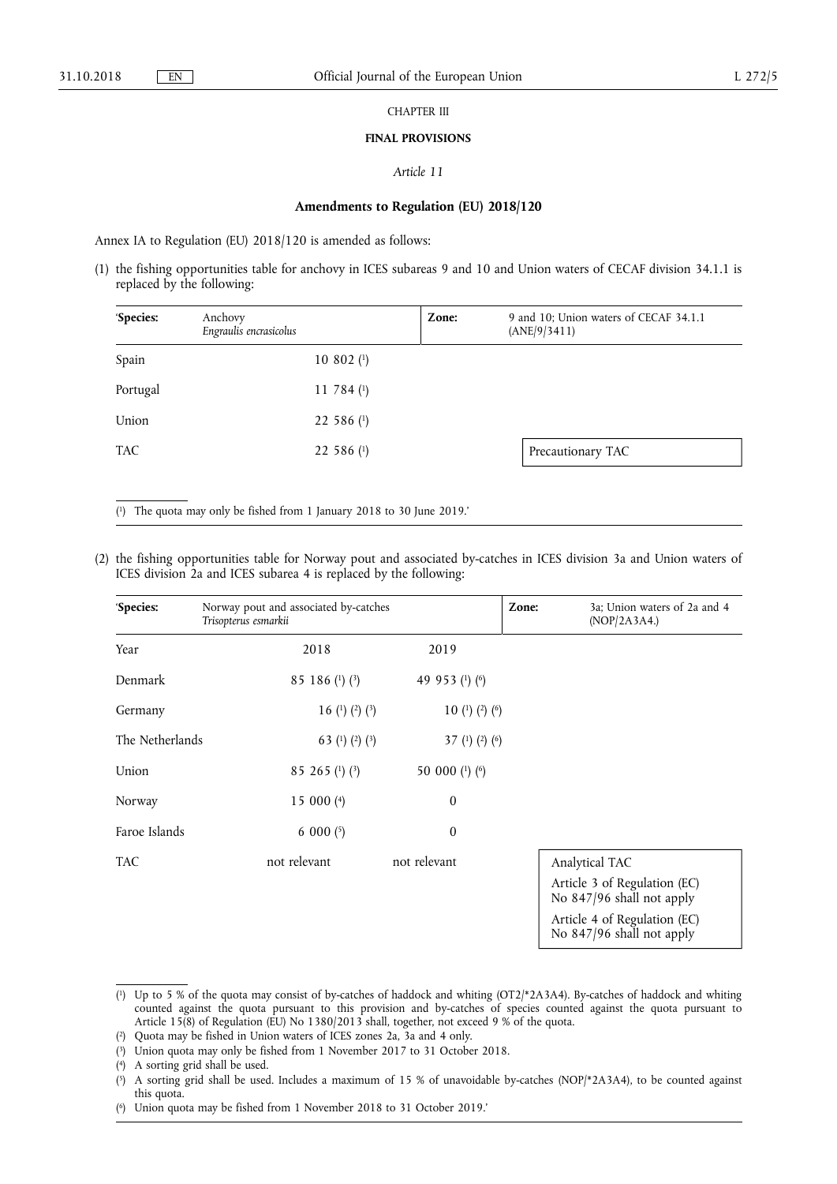CHAPTER III

**FINAL PROVISIONS**

*Article 11*

**Amendments to Regulation (EU) 2018/120**

Annex IA to Regulation (EU) 2018/120 is amended as follows:

(1) the fishing opportunities table for anchovy in ICES subareas 9 and 10 and Union waters of CECAF division 34.1.1 is replaced by the following:

| 'Species: | Anchovy *Engraulis encrasicolus* | Zone: | 9 and 10; Union waters of CECAF 34.1.1 (ANE/9/3411) |
|---|---|---|---|
| Spain | 10 802 (1) | | |
| Portugal | 11 784 (1) | | |
| Union | 22 586 (1) | | |
| TAC | 22 586 (1) | | Precautionary TAC |

(1) The quota may only be fished from 1 January 2018 to 30 June 2019.'

(2) the fishing opportunities table for Norway pout and associated by-catches in ICES division 3a and Union waters of ICES division 2a and ICES subarea 4 is replaced by the following:

| 'Species: | Norway pout and associated by-catches *Trisopterus esmarkii* | | Zone: | 3a; Union waters of 2a and 4 (NOP/2A3A4.) |
|---|---|---|---|---|
| Year | 2018 | 2019 | | |
| Denmark | 85 186 (1) (3) | 49 953 (1) (6) | | |
| Germany | 16 (1) (2) (3) | 10 (1) (2) (6) | | |
| The Netherlands | 63 (1) (2) (3) | 37 (1) (2) (6) | | |
| Union | 85 265 (1) (3) | 50 000 (1) (6) | | |
| Norway | 15 000 (4) | 0 | | |
| Faroe Islands | 6 000 (5) | 0 | | |
| TAC | not relevant | not relevant | | Analytical TAC<br>Article 3 of Regulation (EC) No 847/96 shall not apply<br>Article 4 of Regulation (EC) No 847/96 shall not apply |

(1) Up to 5 % of the quota may consist of by-catches of haddock and whiting (OT2/*2A3A4). By-catches of haddock and whiting counted against the quota pursuant to this provision and by-catches of species counted against the quota pursuant to Article 15(8) of Regulation (EU) No 1380/2013 shall, together, not exceed 9 % of the quota.

(2) Quota may be fished in Union waters of ICES zones 2a, 3a and 4 only.

(3) Union quota may only be fished from 1 November 2017 to 31 October 2018.

(4) A sorting grid shall be used.

(5) A sorting grid shall be used. Includes a maximum of 15 % of unavoidable by-catches (NOP/*2A3A4), to be counted against this quota.

(6) Union quota may be fished from 1 November 2018 to 31 October 2019.'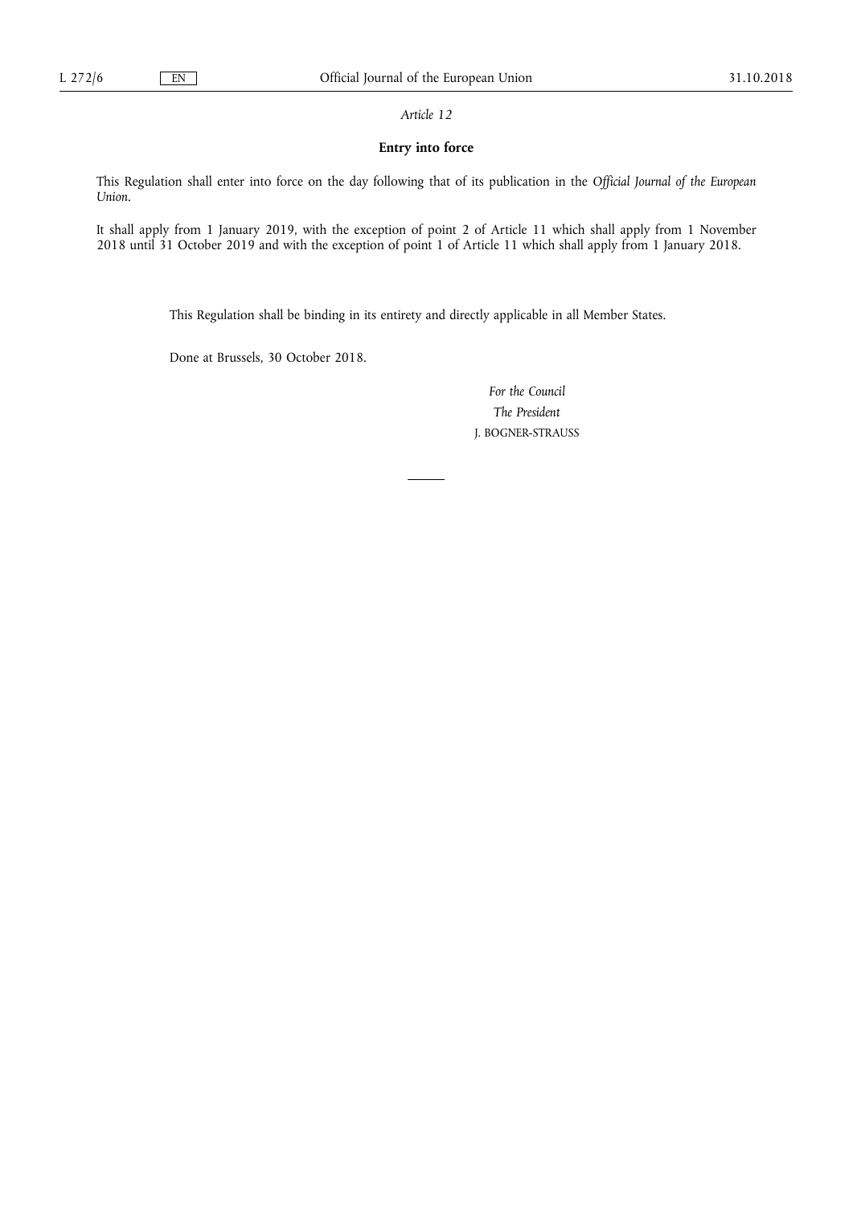*Article 12*

**Entry into force**

This Regulation shall enter into force on the day following that of its publication in the *Official Journal of the European Union*.

It shall apply from 1 January 2019, with the exception of point 2 of Article 11 which shall apply from 1 November 2018 until 31 October 2019 and with the exception of point 1 of Article 11 which shall apply from 1 January 2018.

This Regulation shall be binding in its entirety and directly applicable in all Member States.

Done at Brussels, 30 October 2018.

*For the Council*

*The President*

J. BOGNER-STRAUSS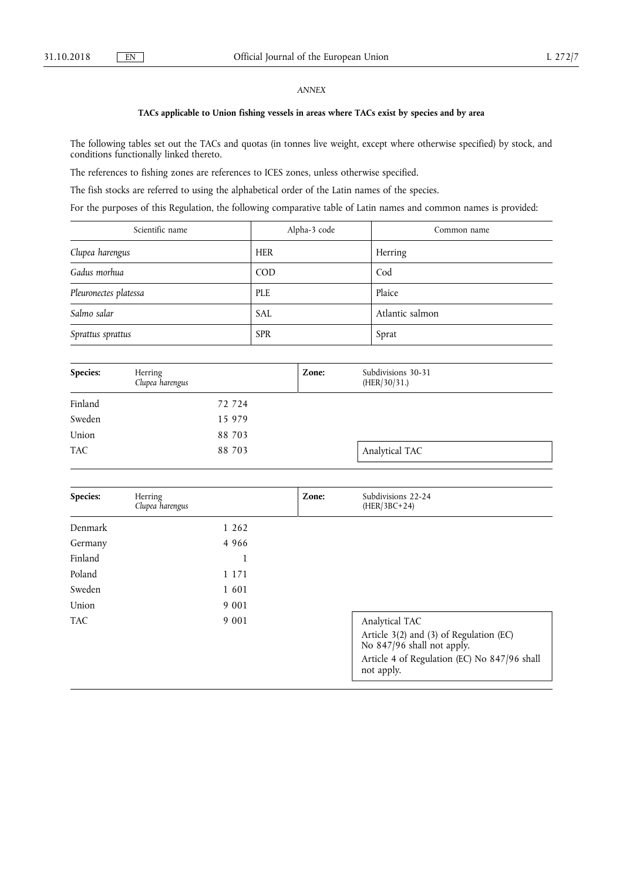*ANNEX*

**TACs applicable to Union fishing vessels in areas where TACs exist by species and by area**

The following tables set out the TACs and quotas (in tonnes live weight, except where otherwise specified) by stock, and conditions functionally linked thereto.

The references to fishing zones are references to ICES zones, unless otherwise specified.

The fish stocks are referred to using the alphabetical order of the Latin names of the species.

For the purposes of this Regulation, the following comparative table of Latin names and common names is provided:

| Scientific name | Alpha-3 code | Common name |
|---|---|---|
| *Clupea harengus* | HER | Herring |
| *Gadus morhua* | COD | Cod |
| *Pleuronectes platessa* | PLE | Plaice |
| *Salmo salar* | SAL | Atlantic salmon |
| *Sprattus sprattus* | SPR | Sprat |

| **Species:** | Herring *Clupea harengus* | **Zone:** | Subdivisions 30-31 (HER/30/31.) |
|---|---|---|---|
| Finland | 72 724 | | |
| Sweden | 15 979 | | |
| Union | 88 703 | | |
| TAC | 88 703 | | Analytical TAC |

| **Species:** | Herring *Clupea harengus* | **Zone:** | Subdivisions 22-24 (HER/3BC+24) |
|---|---|---|---|
| Denmark | 1 262 | | |
| Germany | 4 966 | | |
| Finland | 1 | | |
| Poland | 1 171 | | |
| Sweden | 1 601 | | |
| Union | 9 001 | | |
| TAC | 9 001 | | Analytical TAC<br>Article 3(2) and (3) of Regulation (EC) No 847/96 shall not apply.<br>Article 4 of Regulation (EC) No 847/96 shall not apply. |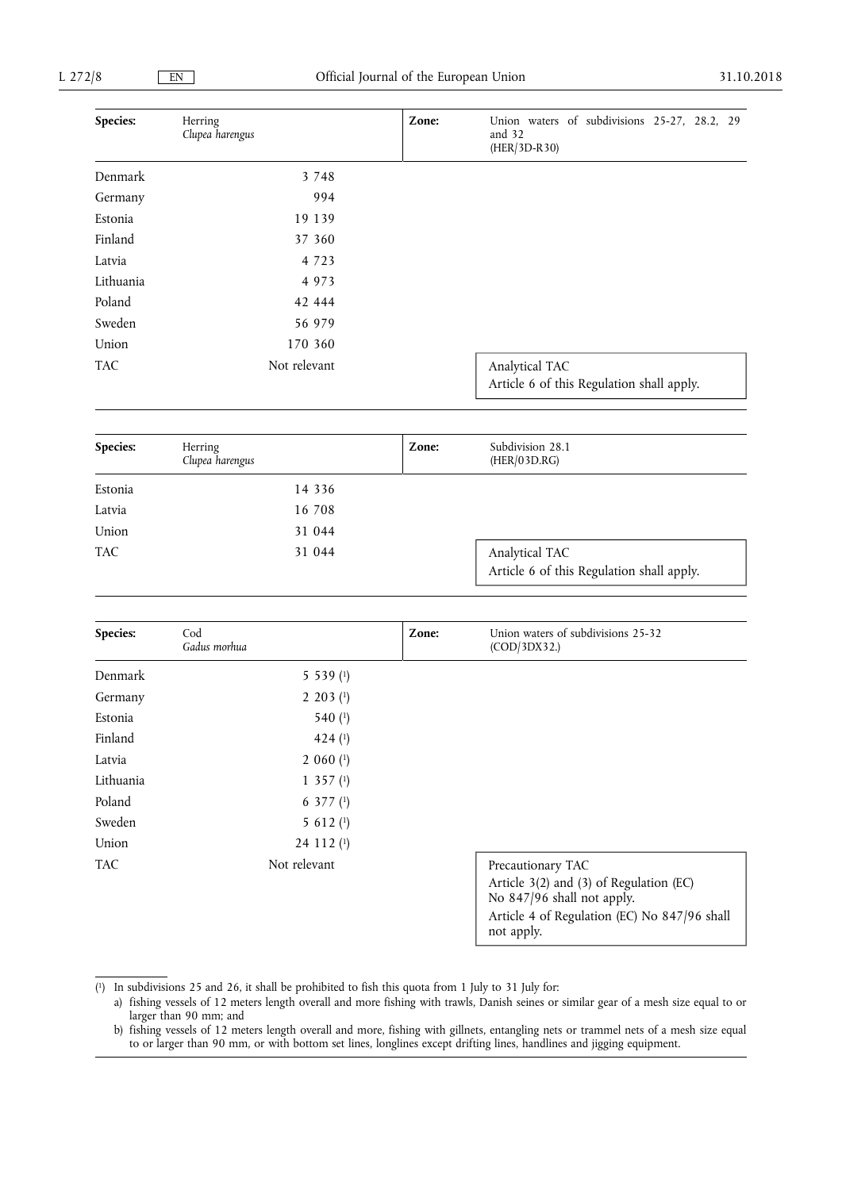| Species: | Herring *Clupea harengus* | Zone: | Union waters of subdivisions 25-27, 28.2, 29 and 32 (HER/3D-R30) |
|---|---|---|---|
| Denmark | 3 748 | | |
| Germany | 994 | | |
| Estonia | 19 139 | | |
| Finland | 37 360 | | |
| Latvia | 4 723 | | |
| Lithuania | 4 973 | | |
| Poland | 42 444 | | |
| Sweden | 56 979 | | |
| Union | 170 360 | | |
| TAC | Not relevant | | Analytical TAC<br>Article 6 of this Regulation shall apply. |

| Species: | Herring *Clupea harengus* | Zone: | Subdivision 28.1 (HER/03D.RG) |
|---|---|---|---|
| Estonia | 14 336 | | |
| Latvia | 16 708 | | |
| Union | 31 044 | | |
| TAC | 31 044 | | Analytical TAC<br>Article 6 of this Regulation shall apply. |

| Species: | Cod *Gadus morhua* | Zone: | Union waters of subdivisions 25-32 (COD/3DX32.) |
|---|---|---|---|
| Denmark | 5 539 [1] | | |
| Germany | 2 203 [1] | | |
| Estonia | 540 [1] | | |
| Finland | 424 [1] | | |
| Latvia | 2 060 [1] | | |
| Lithuania | 1 357 [1] | | |
| Poland | 6 377 [1] | | |
| Sweden | 5 612 [1] | | |
| Union | 24 112 [1] | | |
| TAC | Not relevant | | Precautionary TAC<br>Article 3(2) and (3) of Regulation (EC) No 847/96 shall not apply.<br>Article 4 of Regulation (EC) No 847/96 shall not apply. |

[1] In subdivisions 25 and 26, it shall be prohibited to fish this quota from 1 July to 31 July for:

a) fishing vessels of 12 meters length overall and more fishing with trawls, Danish seines or similar gear of a mesh size equal to or larger than 90 mm; and

b) fishing vessels of 12 meters length overall and more, fishing with gillnets, entangling nets or trammel nets of a mesh size equal to or larger than 90 mm, or with bottom set lines, longlines except drifting lines, handlines and jigging equipment.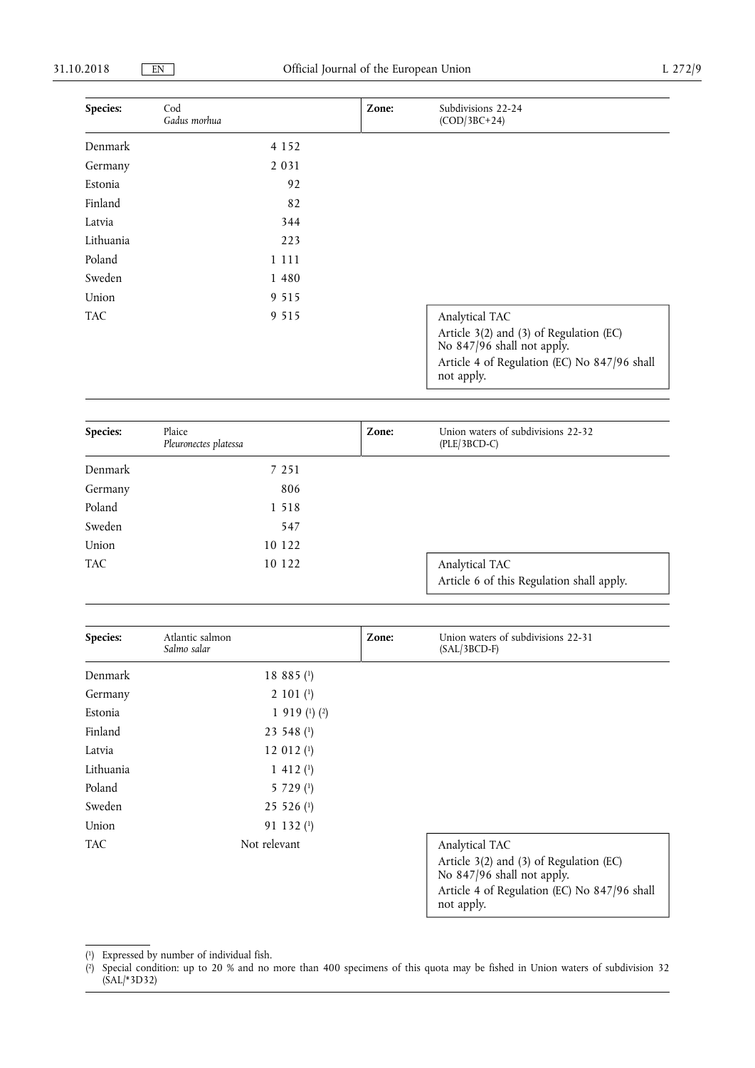| Species: | Cod *Gadus morhua* | Zone: | Subdivisions 22-24 (COD/3BC+24) |
|---|---|---|---|
| Denmark | 4 152 | | |
| Germany | 2 031 | | |
| Estonia | 92 | | |
| Finland | 82 | | |
| Latvia | 344 | | |
| Lithuania | 223 | | |
| Poland | 1 111 | | |
| Sweden | 1 480 | | |
| Union | 9 515 | | |
| TAC | 9 515 | | Analytical TAC<br>Article 3(2) and (3) of Regulation (EC) No 847/96 shall not apply.<br>Article 4 of Regulation (EC) No 847/96 shall not apply. |

| Species: | Plaice *Pleuronectes platessa* | Zone: | Union waters of subdivisions 22-32 (PLE/3BCD-C) |
|---|---|---|---|
| Denmark | 7 251 | | |
| Germany | 806 | | |
| Poland | 1 518 | | |
| Sweden | 547 | | |
| Union | 10 122 | | |
| TAC | 10 122 | | Analytical TAC<br>Article 6 of this Regulation shall apply. |

| Species: | Atlantic salmon *Salmo salar* | Zone: | Union waters of subdivisions 22-31 (SAL/3BCD-F) |
|---|---|---|---|
| Denmark | 18 885 [1] | | |
| Germany | 2 101 [1] | | |
| Estonia | 1 919 [1] [2] | | |
| Finland | 23 548 [1] | | |
| Latvia | 12 012 [1] | | |
| Lithuania | 1 412 [1] | | |
| Poland | 5 729 [1] | | |
| Sweden | 25 526 [1] | | |
| Union | 91 132 [1] | | |
| TAC | Not relevant | | Analytical TAC<br>Article 3(2) and (3) of Regulation (EC) No 847/96 shall not apply.<br>Article 4 of Regulation (EC) No 847/96 shall not apply. |

[1] Expressed by number of individual fish.

[2] Special condition: up to 20 % and no more than 400 specimens of this quota may be fished in Union waters of subdivision 32 (SAL/*3D32)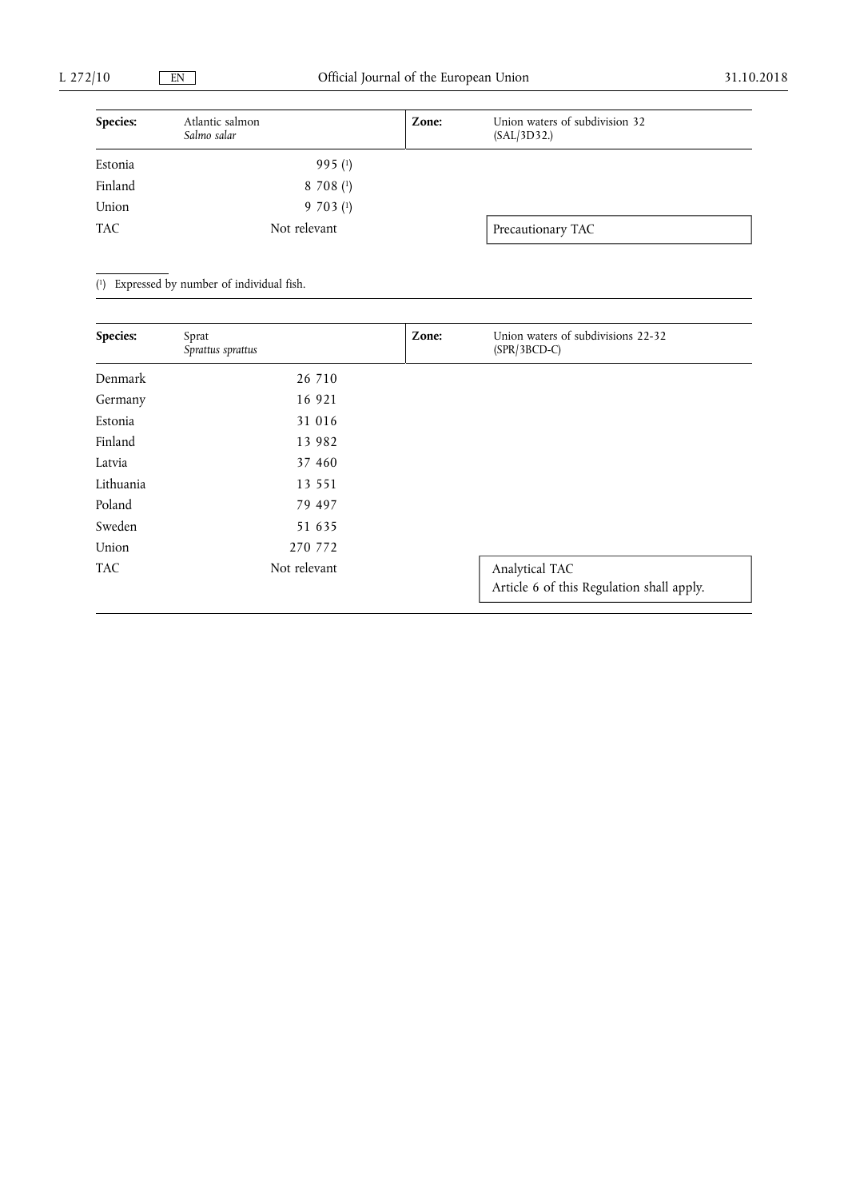| Species: | Atlantic salmon<br>*Salmo salar* | Zone: | Union waters of subdivision 32<br>(SAL/3D32.) |
|---|---|---|---|
| Estonia | 995 [1] | | |
| Finland | 8 708 [1] | | |
| Union | 9 703 [1] | | |
| TAC | Not relevant | | Precautionary TAC |

[1] Expressed by number of individual fish.

| Species: | Sprat<br>*Sprattus sprattus* | Zone: | Union waters of subdivisions 22-32<br>(SPR/3BCD-C) |
|---|---|---|---|
| Denmark | 26 710 | | |
| Germany | 16 921 | | |
| Estonia | 31 016 | | |
| Finland | 13 982 | | |
| Latvia | 37 460 | | |
| Lithuania | 13 551 | | |
| Poland | 79 497 | | |
| Sweden | 51 635 | | |
| Union | 270 772 | | |
| TAC | Not relevant | | Analytical TAC<br>Article 6 of this Regulation shall apply. |